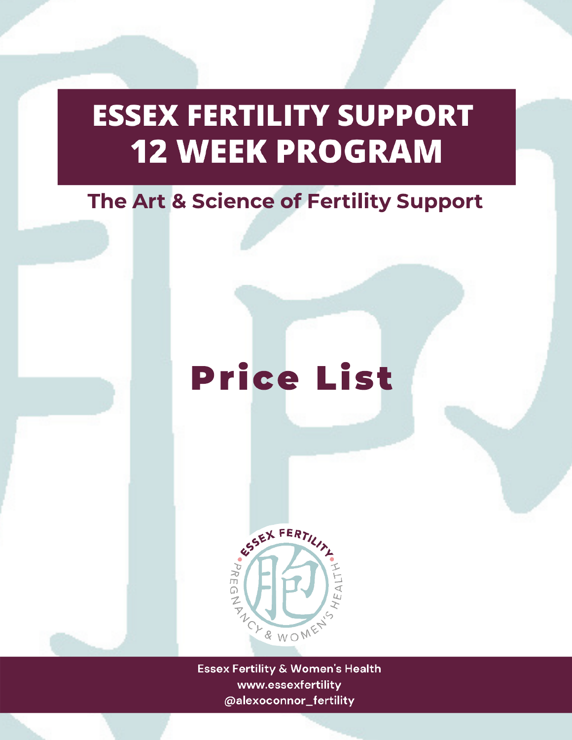# ESSEX FERTILITY SUPPORT 12 WEEK PROGRAM

## The Art & Science of Fertility Support

# Price List

Essex Fertility & Women's Health
www.essexfertility
@alexoconnor_fertility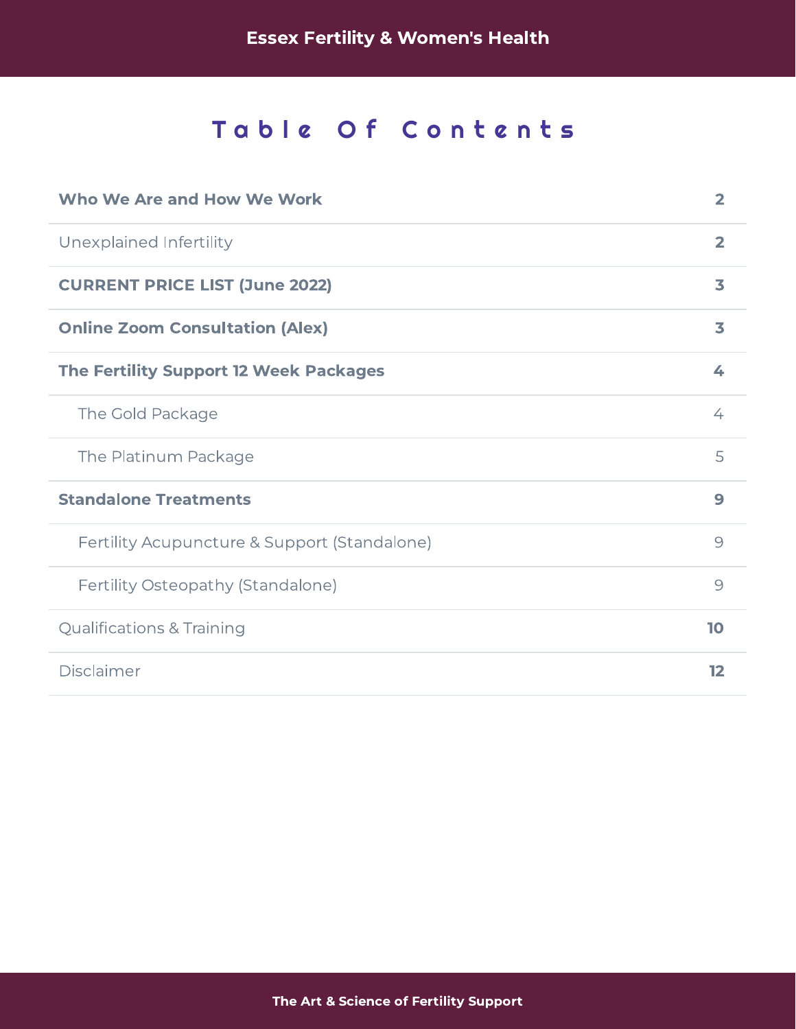# Table Of Contents

| | |
|---|---|
| **Who We Are and How We Work** | **2** |
| Unexplained Infertility | **2** |
| **CURRENT PRICE LIST (June 2022)** | **3** |
| **Online Zoom Consultation (Alex)** | **3** |
| **The Fertility Support 12 Week Packages** | **4** |
| The Gold Package | 4 |
| The Platinum Package | 5 |
| **Standalone Treatments** | **9** |
| Fertility Acupuncture & Support (Standalone) | 9 |
| Fertility Osteopathy (Standalone) | 9 |
| Qualifications & Training | **10** |
| Disclaimer | **12** |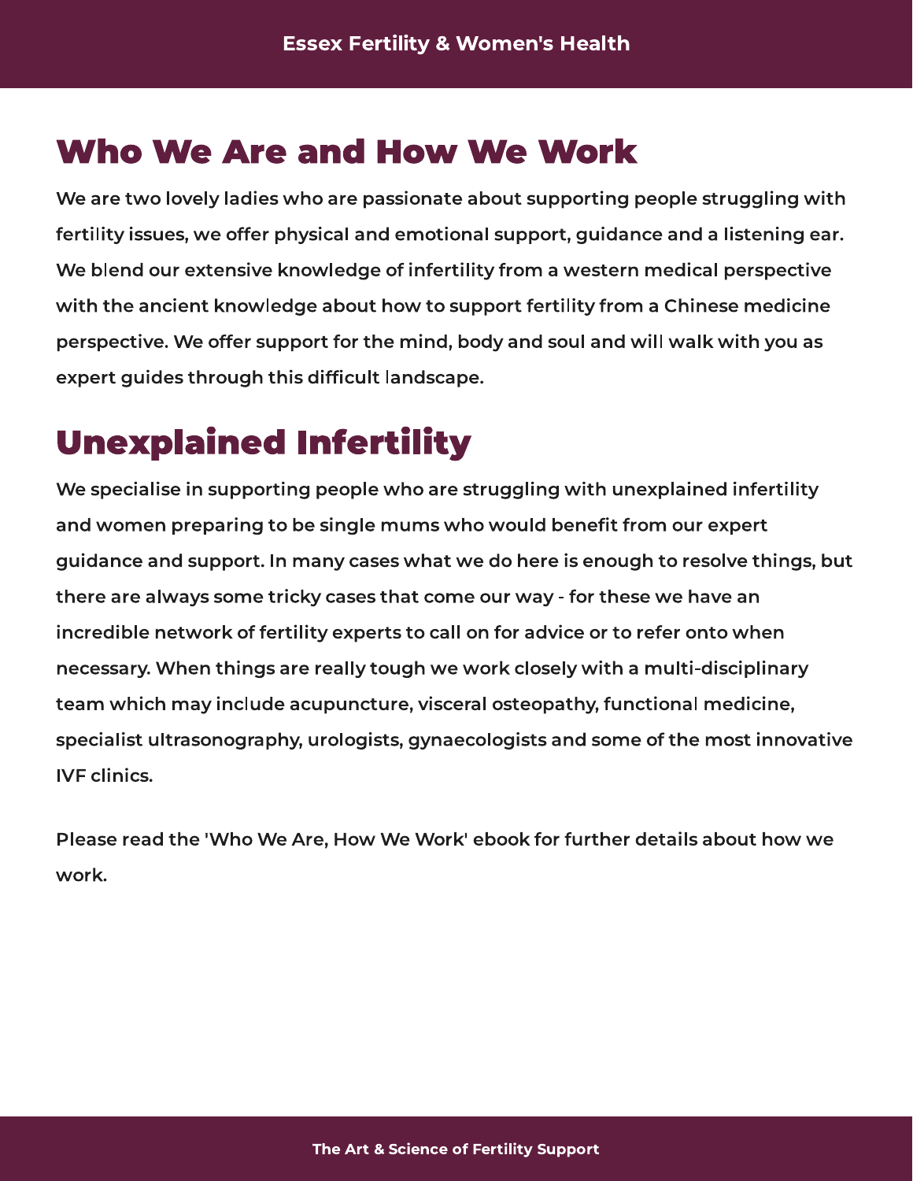# Who We Are and How We Work

We are two lovely ladies who are passionate about supporting people struggling with fertility issues, we offer physical and emotional support, guidance and a listening ear. We blend our extensive knowledge of infertility from a western medical perspective with the ancient knowledge about how to support fertility from a Chinese medicine perspective. We offer support for the mind, body and soul and will walk with you as expert guides through this difficult landscape.

# Unexplained Infertility

We specialise in supporting people who are struggling with unexplained infertility and women preparing to be single mums who would benefit from our expert guidance and support. In many cases what we do here is enough to resolve things, but there are always some tricky cases that come our way - for these we have an incredible network of fertility experts to call on for advice or to refer onto when necessary. When things are really tough we work closely with a multi-disciplinary team which may include acupuncture, visceral osteopathy, functional medicine, specialist ultrasonography, urologists, gynaecologists and some of the most innovative IVF clinics.

Please read the 'Who We Are, How We Work' ebook for further details about how we work.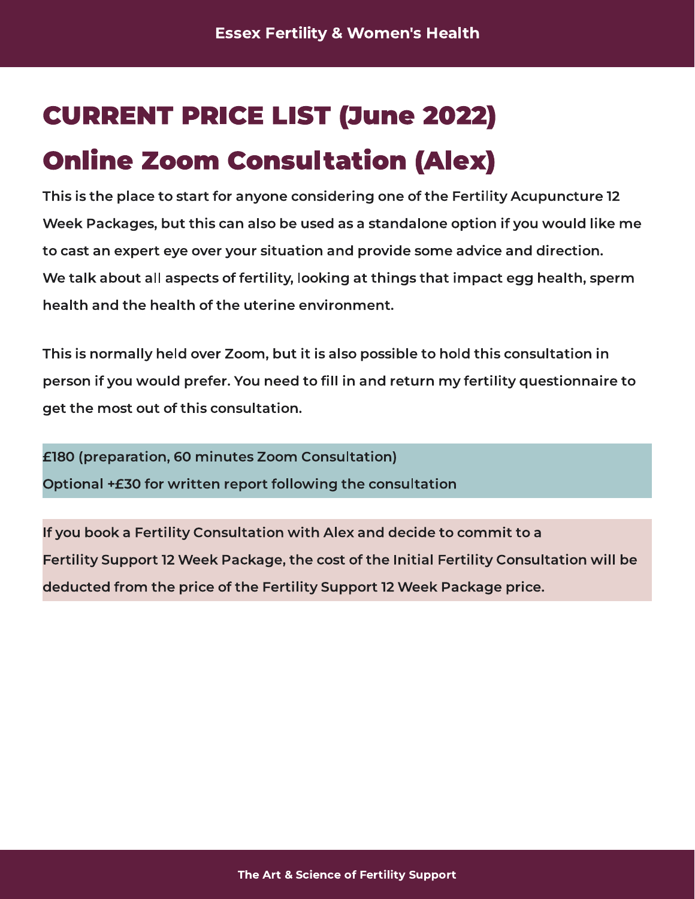# CURRENT PRICE LIST (June 2022)

# Online Zoom Consultation (Alex)

**This is the place to start for anyone considering one of the Fertility Acupuncture 12 Week Packages, but this can also be used as a standalone option if you would like me to cast an expert eye over your situation and provide some advice and direction. We talk about all aspects of fertility, looking at things that impact egg health, sperm health and the health of the uterine environment.**

**This is normally held over Zoom, but it is also possible to hold this consultation in person if you would prefer. You need to fill in and return my fertility questionnaire to get the most out of this consultation.**

**£180 (preparation, 60 minutes Zoom Consultation)**
**Optional +£30 for written report following the consultation**

**If you book a Fertility Consultation with Alex and decide to commit to a Fertility Support 12 Week Package, the cost of the Initial Fertility Consultation will be deducted from the price of the Fertility Support 12 Week Package price.**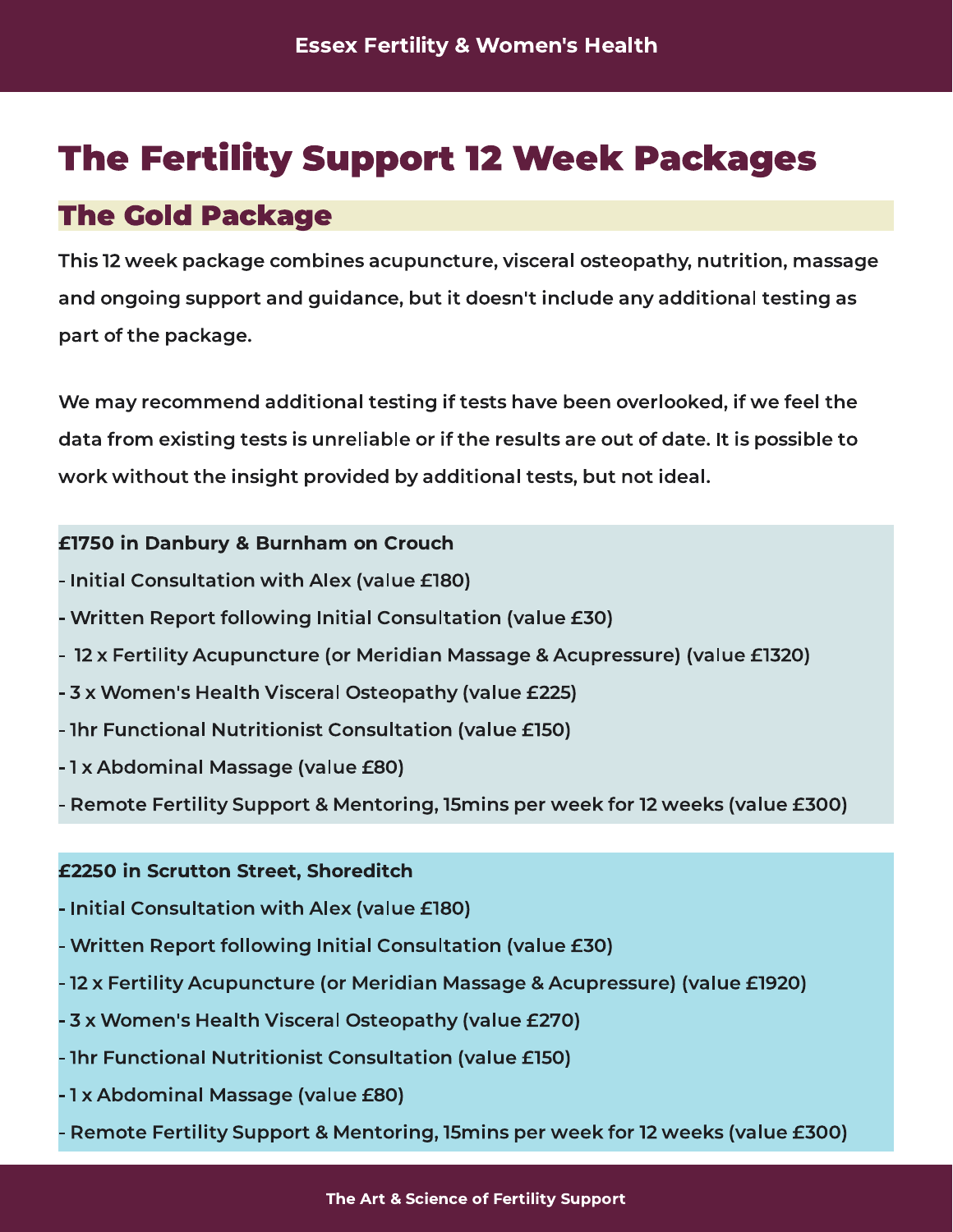# The Fertility Support 12 Week Packages

## The Gold Package

This 12 week package combines acupuncture, visceral osteopathy, nutrition, massage and ongoing support and guidance, but it doesn't include any additional testing as part of the package.

We may recommend additional testing if tests have been overlooked, if we feel the data from existing tests is unreliable or if the results are out of date. It is possible to work without the insight provided by additional tests, but not ideal.

**£1750 in Danbury & Burnham on Crouch**

- Initial Consultation with Alex (value £180)
- Written Report following Initial Consultation (value £30)
- 12 x Fertility Acupuncture (or Meridian Massage & Acupressure) (value £1320)
- 3 x Women's Health Visceral Osteopathy (value £225)
- 1hr Functional Nutritionist Consultation (value £150)
- 1 x Abdominal Massage (value £80)
- Remote Fertility Support & Mentoring, 15mins per week for 12 weeks (value £300)

**£2250 in Scrutton Street, Shoreditch**

- Initial Consultation with Alex (value £180)
- Written Report following Initial Consultation (value £30)
- 12 x Fertility Acupuncture (or Meridian Massage & Acupressure) (value £1920)
- 3 x Women's Health Visceral Osteopathy (value £270)
- 1hr Functional Nutritionist Consultation (value £150)
- 1 x Abdominal Massage (value £80)
- Remote Fertility Support & Mentoring, 15mins per week for 12 weeks (value £300)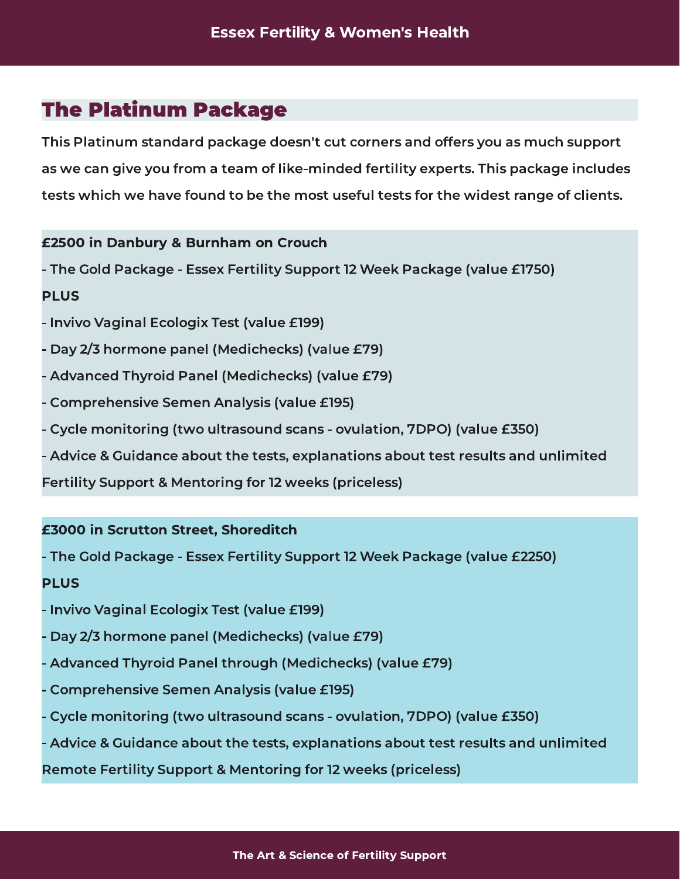## The Platinum Package

**This Platinum standard package doesn't cut corners and offers you as much support as we can give you from a team of like-minded fertility experts. This package includes tests which we have found to be the most useful tests for the widest range of clients.**

**£2500 in Danbury & Burnham on Crouch**

- The Gold Package - Essex Fertility Support 12 Week Package (value £1750)

**PLUS**

- Invivo Vaginal Ecologix Test (value £199)
- Day 2/3 hormone panel (Medichecks) (value £79)
- Advanced Thyroid Panel (Medichecks) (value £79)
- Comprehensive Semen Analysis (value £195)
- Cycle monitoring (two ultrasound scans - ovulation, 7DPO) (value £350)
- Advice & Guidance about the tests, explanations about test results and unlimited Fertility Support & Mentoring for 12 weeks (priceless)

**£3000 in Scrutton Street, Shoreditch**

- The Gold Package - Essex Fertility Support 12 Week Package (value £2250)

**PLUS**

- Invivo Vaginal Ecologix Test (value £199)
- Day 2/3 hormone panel (Medichecks) (value £79)
- Advanced Thyroid Panel through (Medichecks) (value £79)
- Comprehensive Semen Analysis (value £195)
- Cycle monitoring (two ultrasound scans - ovulation, 7DPO) (value £350)
- Advice & Guidance about the tests, explanations about test results and unlimited Remote Fertility Support & Mentoring for 12 weeks (priceless)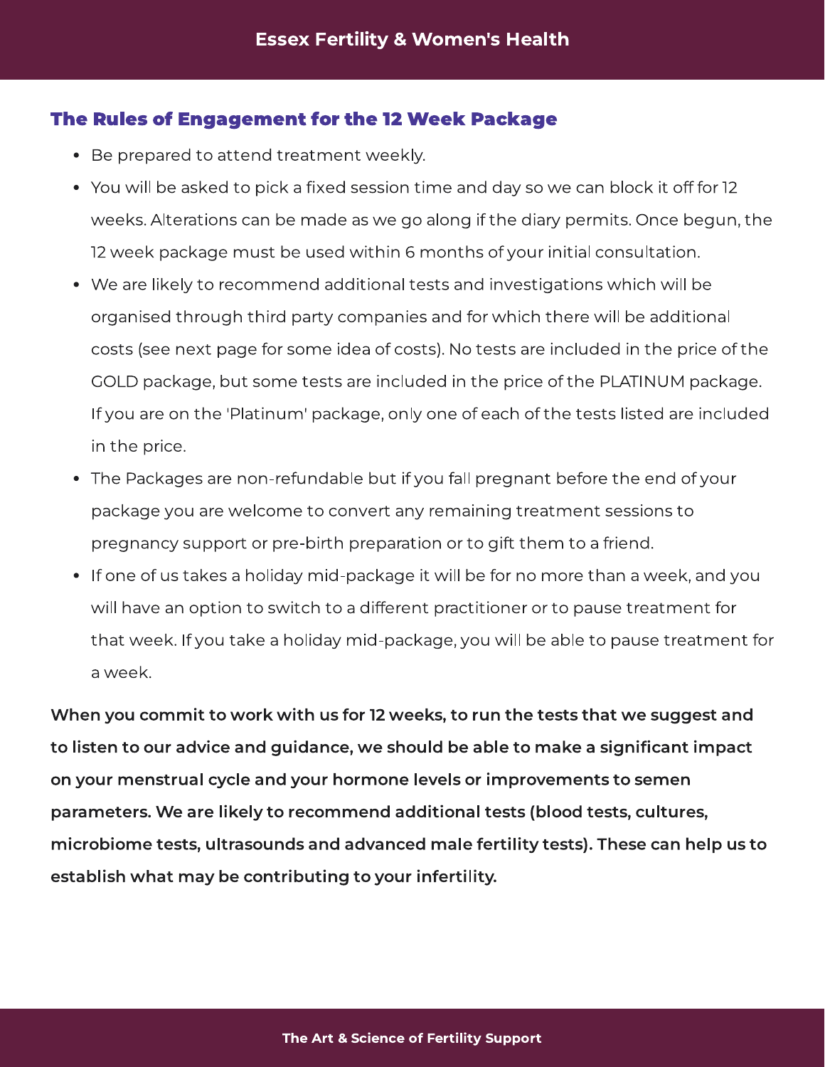## The Rules of Engagement for the 12 Week Package

- Be prepared to attend treatment weekly.
- You will be asked to pick a fixed session time and day so we can block it off for 12 weeks. Alterations can be made as we go along if the diary permits. Once begun, the 12 week package must be used within 6 months of your initial consultation.
- We are likely to recommend additional tests and investigations which will be organised through third party companies and for which there will be additional costs (see next page for some idea of costs). No tests are included in the price of the GOLD package, but some tests are included in the price of the PLATINUM package. If you are on the 'Platinum' package, only one of each of the tests listed are included in the price.
- The Packages are non-refundable but if you fall pregnant before the end of your package you are welcome to convert any remaining treatment sessions to pregnancy support or pre-birth preparation or to gift them to a friend.
- If one of us takes a holiday mid-package it will be for no more than a week, and you will have an option to switch to a different practitioner or to pause treatment for that week. If you take a holiday mid-package, you will be able to pause treatment for a week.

**When you commit to work with us for 12 weeks, to run the tests that we suggest and to listen to our advice and guidance, we should be able to make a significant impact on your menstrual cycle and your hormone levels or improvements to semen parameters. We are likely to recommend additional tests (blood tests, cultures, microbiome tests, ultrasounds and advanced male fertility tests). These can help us to establish what may be contributing to your infertility.**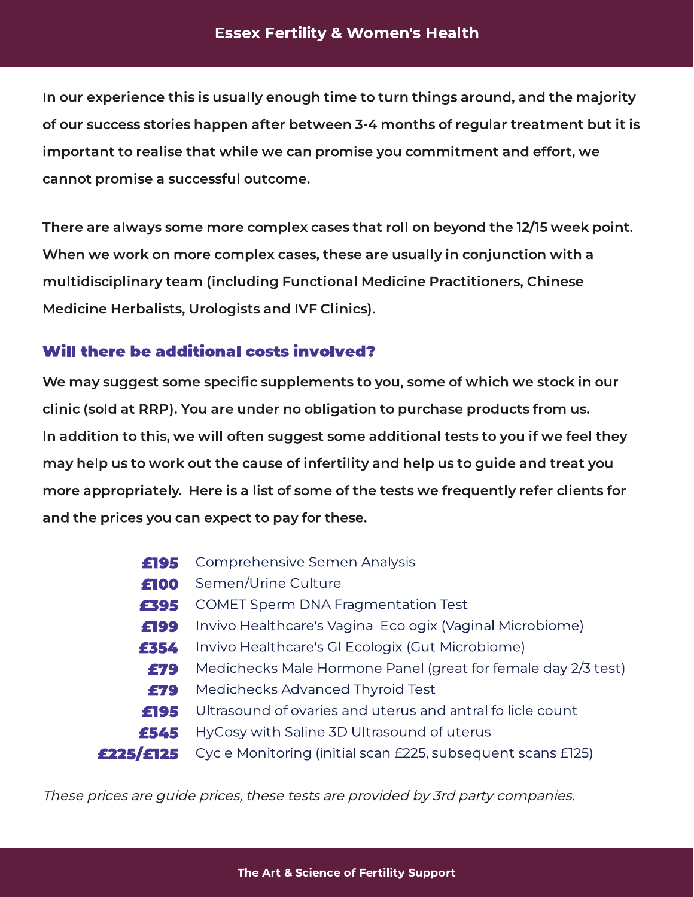**In our experience this is usually enough time to turn things around, and the majority of our success stories happen after between 3-4 months of regular treatment but it is important to realise that while we can promise you commitment and effort, we cannot promise a successful outcome.**

**There are always some more complex cases that roll on beyond the 12/15 week point. When we work on more complex cases, these are usually in conjunction with a multidisciplinary team (including Functional Medicine Practitioners, Chinese Medicine Herbalists, Urologists and IVF Clinics).**

## Will there be additional costs involved?

**We may suggest some specific supplements to you, some of which we stock in our clinic (sold at RRP). You are under no obligation to purchase products from us. In addition to this, we will often suggest some additional tests to you if we feel they may help us to work out the cause of infertility and help us to guide and treat you more appropriately. Here is a list of some of the tests we frequently refer clients for and the prices you can expect to pay for these.**

| Price | Test |
|---|---|
| **£195** | Comprehensive Semen Analysis |
| **£100** | Semen/Urine Culture |
| **£395** | COMET Sperm DNA Fragmentation Test |
| **£199** | Invivo Healthcare's Vaginal Ecologix (Vaginal Microbiome) |
| **£354** | Invivo Healthcare's GI Ecologix (Gut Microbiome) |
| **£79** | Medichecks Male Hormone Panel (great for female day 2/3 test) |
| **£79** | Medichecks Advanced Thyroid Test |
| **£195** | Ultrasound of ovaries and uterus and antral follicle count |
| **£545** | HyCosy with Saline 3D Ultrasound of uterus |
| **£225/£125** | Cycle Monitoring (initial scan £225, subsequent scans £125) |

*These prices are guide prices, these tests are provided by 3rd party companies.*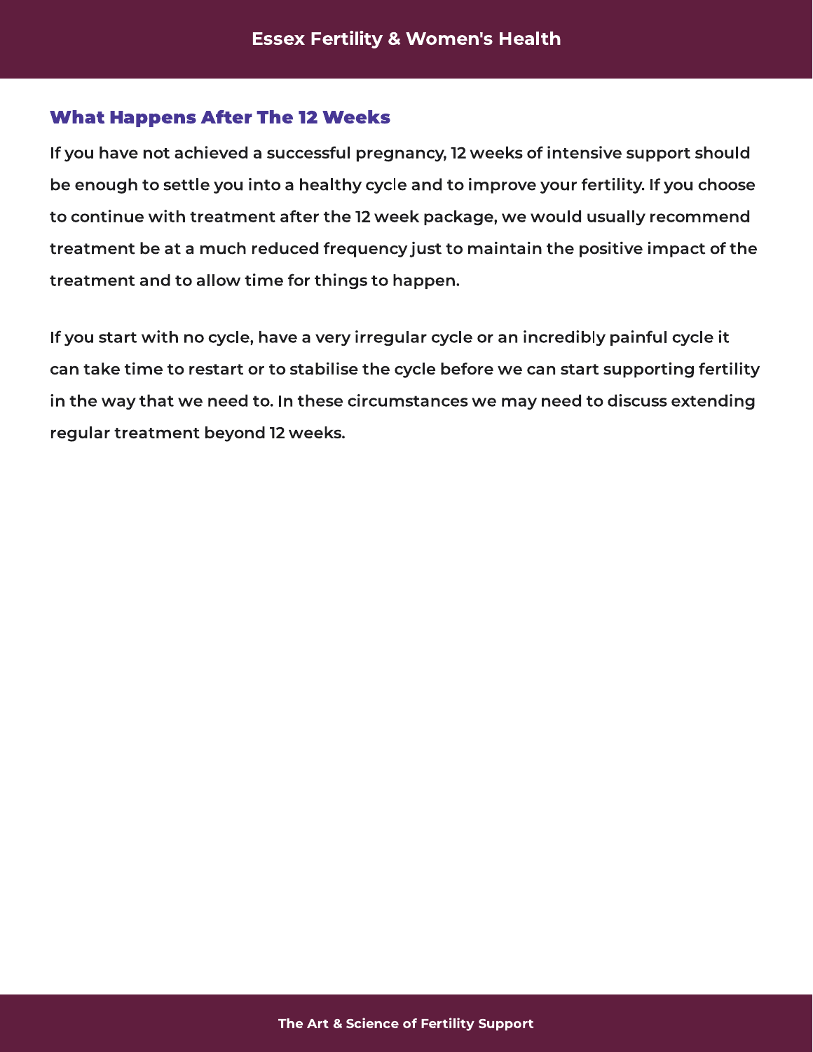## What Happens After The 12 Weeks

If you have not achieved a successful pregnancy, 12 weeks of intensive support should be enough to settle you into a healthy cycle and to improve your fertility. If you choose to continue with treatment after the 12 week package, we would usually recommend treatment be at a much reduced frequency just to maintain the positive impact of the treatment and to allow time for things to happen.

If you start with no cycle, have a very irregular cycle or an incredibly painful cycle it can take time to restart or to stabilise the cycle before we can start supporting fertility in the way that we need to. In these circumstances we may need to discuss extending regular treatment beyond 12 weeks.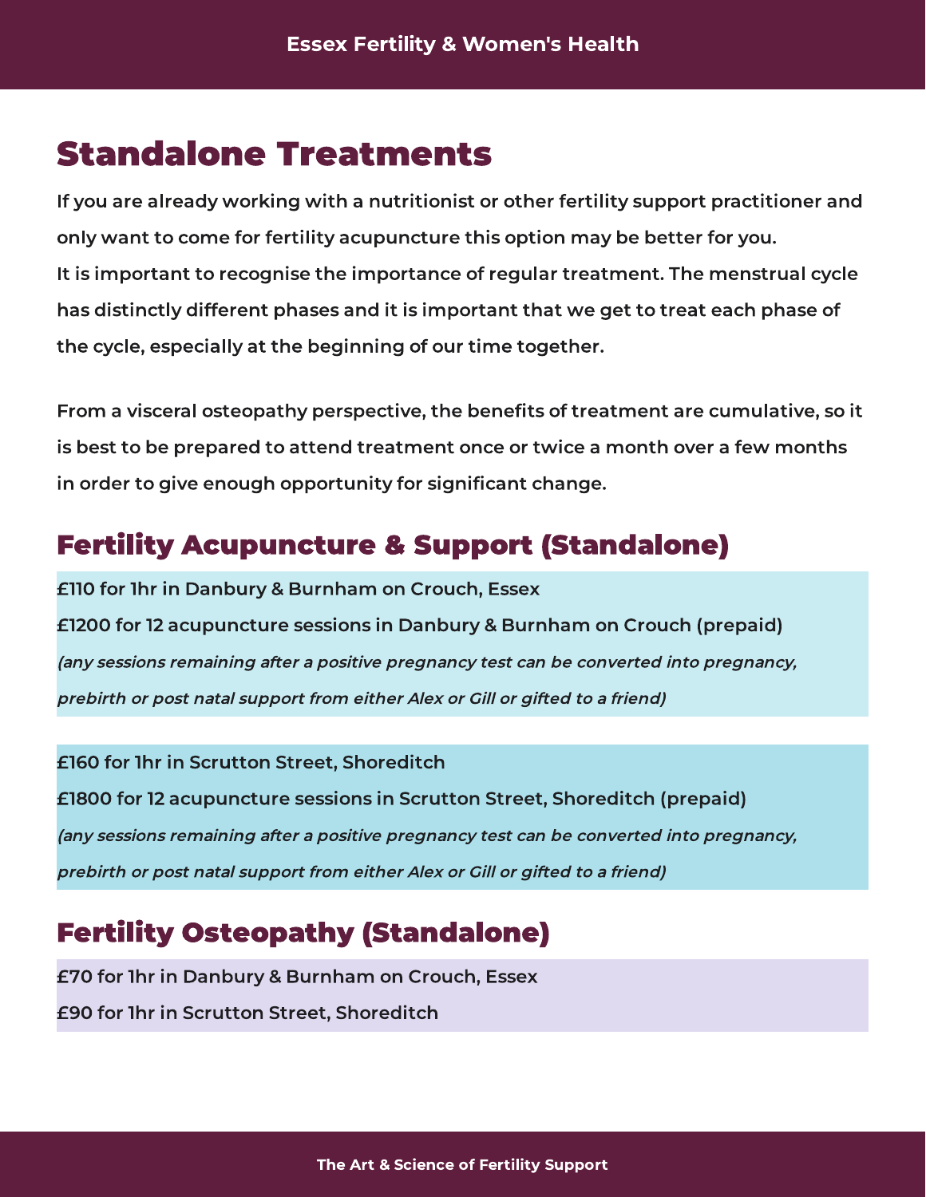# Standalone Treatments

**If you are already working with a nutritionist or other fertility support practitioner and only want to come for fertility acupuncture this option may be better for you.**
**It is important to recognise the importance of regular treatment. The menstrual cycle has distinctly different phases and it is important that we get to treat each phase of the cycle, especially at the beginning of our time together.**

**From a visceral osteopathy perspective, the benefits of treatment are cumulative, so it is best to be prepared to attend treatment once or twice a month over a few months in order to give enough opportunity for significant change.**

## Fertility Acupuncture & Support (Standalone)

**£110 for 1hr in Danbury & Burnham on Crouch, Essex**
**£1200 for 12 acupuncture sessions in Danbury & Burnham on Crouch (prepaid)**
***(any sessions remaining after a positive pregnancy test can be converted into pregnancy, prebirth or post natal support from either Alex or Gill or gifted to a friend)***

**£160 for 1hr in Scrutton Street, Shoreditch**
**£1800 for 12 acupuncture sessions in Scrutton Street, Shoreditch (prepaid)**
***(any sessions remaining after a positive pregnancy test can be converted into pregnancy, prebirth or post natal support from either Alex or Gill or gifted to a friend)***

## Fertility Osteopathy (Standalone)

**£70 for 1hr in Danbury & Burnham on Crouch, Essex**
**£90 for 1hr in Scrutton Street, Shoreditch**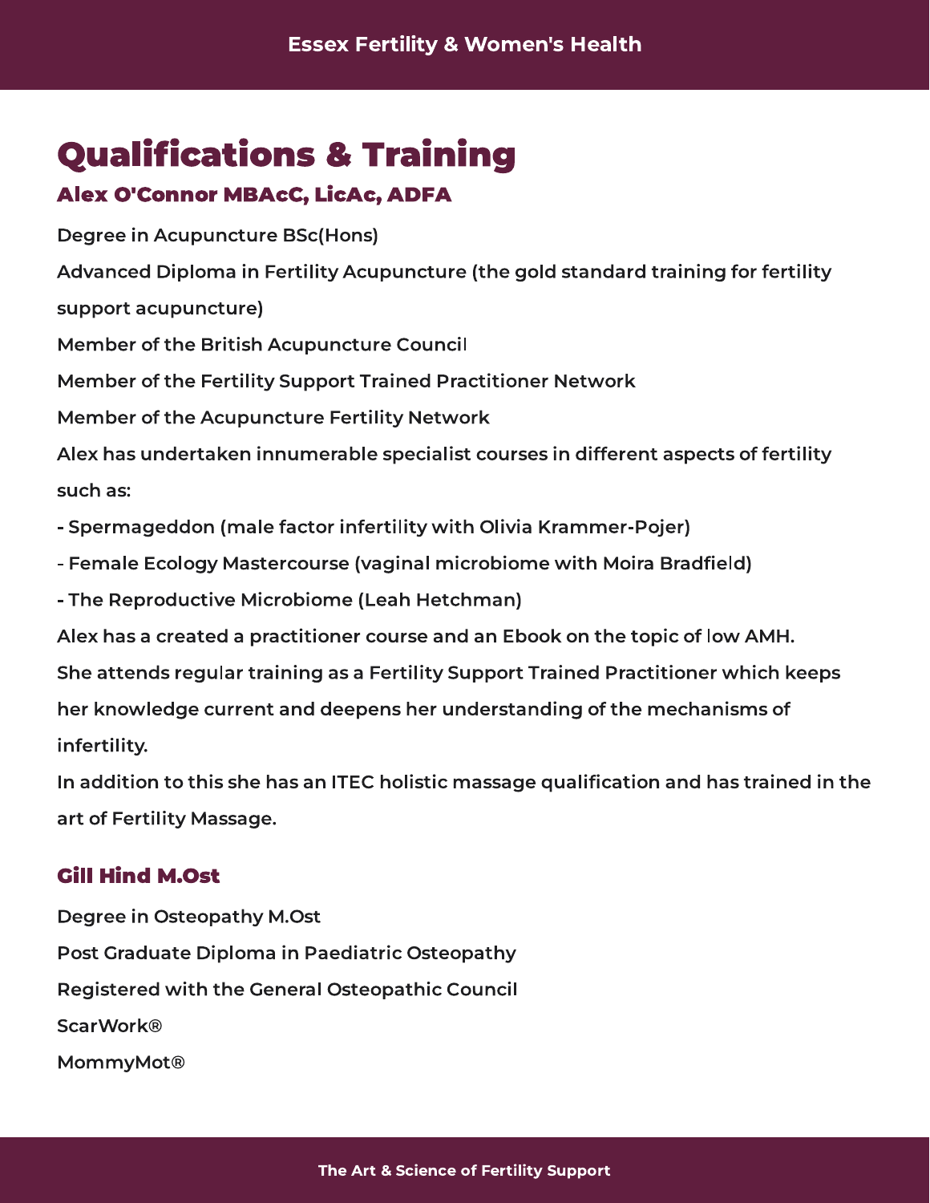# Qualifications & Training

## Alex O'Connor MBAcC, LicAc, ADFA

Degree in Acupuncture BSc(Hons)

Advanced Diploma in Fertility Acupuncture (the gold standard training for fertility support acupuncture)

Member of the British Acupuncture Council

Member of the Fertility Support Trained Practitioner Network

Member of the Acupuncture Fertility Network

Alex has undertaken innumerable specialist courses in different aspects of fertility such as:

- Spermageddon (male factor infertility with Olivia Krammer-Pojer)
- Female Ecology Mastercourse (vaginal microbiome with Moira Bradfield)
- The Reproductive Microbiome (Leah Hetchman)

Alex has a created a practitioner course and an Ebook on the topic of low AMH.

She attends regular training as a Fertility Support Trained Practitioner which keeps her knowledge current and deepens her understanding of the mechanisms of infertility.

In addition to this she has an ITEC holistic massage qualification and has trained in the art of Fertility Massage.

## Gill Hind M.Ost

Degree in Osteopathy M.Ost

Post Graduate Diploma in Paediatric Osteopathy

Registered with the General Osteopathic Council

ScarWork®

MommyMot®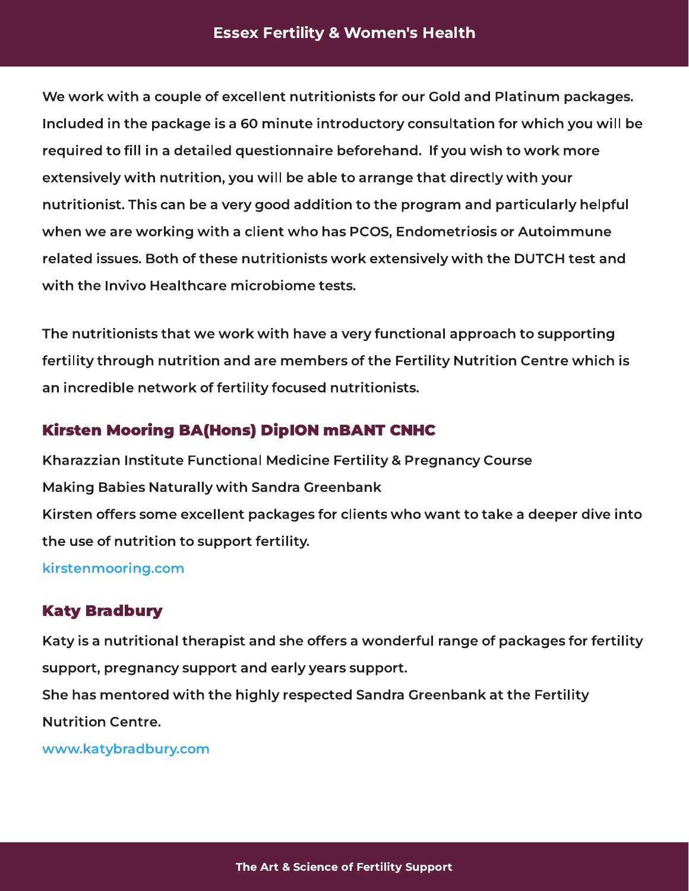We work with a couple of excellent nutritionists for our Gold and Platinum packages. Included in the package is a 60 minute introductory consultation for which you will be required to fill in a detailed questionnaire beforehand. If you wish to work more extensively with nutrition, you will be able to arrange that directly with your nutritionist. This can be a very good addition to the program and particularly helpful when we are working with a client who has PCOS, Endometriosis or Autoimmune related issues. Both of these nutritionists work extensively with the DUTCH test and with the Invivo Healthcare microbiome tests.

The nutritionists that we work with have a very functional approach to supporting fertility through nutrition and are members of the Fertility Nutrition Centre which is an incredible network of fertility focused nutritionists.

## Kirsten Mooring BA(Hons) DipION mBANT CNHC

Kharazzian Institute Functional Medicine Fertility & Pregnancy Course

Making Babies Naturally with Sandra Greenbank

Kirsten offers some excellent packages for clients who want to take a deeper dive into the use of nutrition to support fertility.

kirstenmooring.com

## Katy Bradbury

Katy is a nutritional therapist and she offers a wonderful range of packages for fertility support, pregnancy support and early years support.

She has mentored with the highly respected Sandra Greenbank at the Fertility Nutrition Centre.

www.katybradbury.com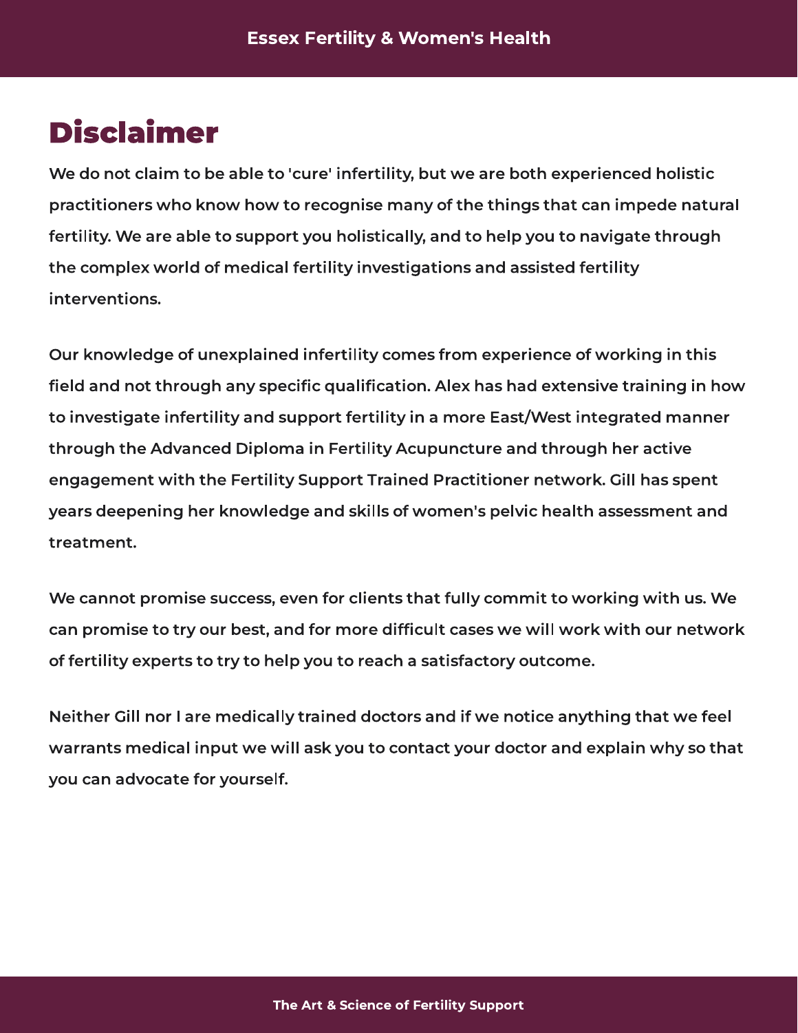# Disclaimer

We do not claim to be able to 'cure' infertility, but we are both experienced holistic practitioners who know how to recognise many of the things that can impede natural fertility. We are able to support you holistically, and to help you to navigate through the complex world of medical fertility investigations and assisted fertility interventions.

Our knowledge of unexplained infertility comes from experience of working in this field and not through any specific qualification. Alex has had extensive training in how to investigate infertility and support fertility in a more East/West integrated manner through the Advanced Diploma in Fertility Acupuncture and through her active engagement with the Fertility Support Trained Practitioner network. Gill has spent years deepening her knowledge and skills of women's pelvic health assessment and treatment.

We cannot promise success, even for clients that fully commit to working with us. We can promise to try our best, and for more difficult cases we will work with our network of fertility experts to try to help you to reach a satisfactory outcome.

Neither Gill nor I are medically trained doctors and if we notice anything that we feel warrants medical input we will ask you to contact your doctor and explain why so that you can advocate for yourself.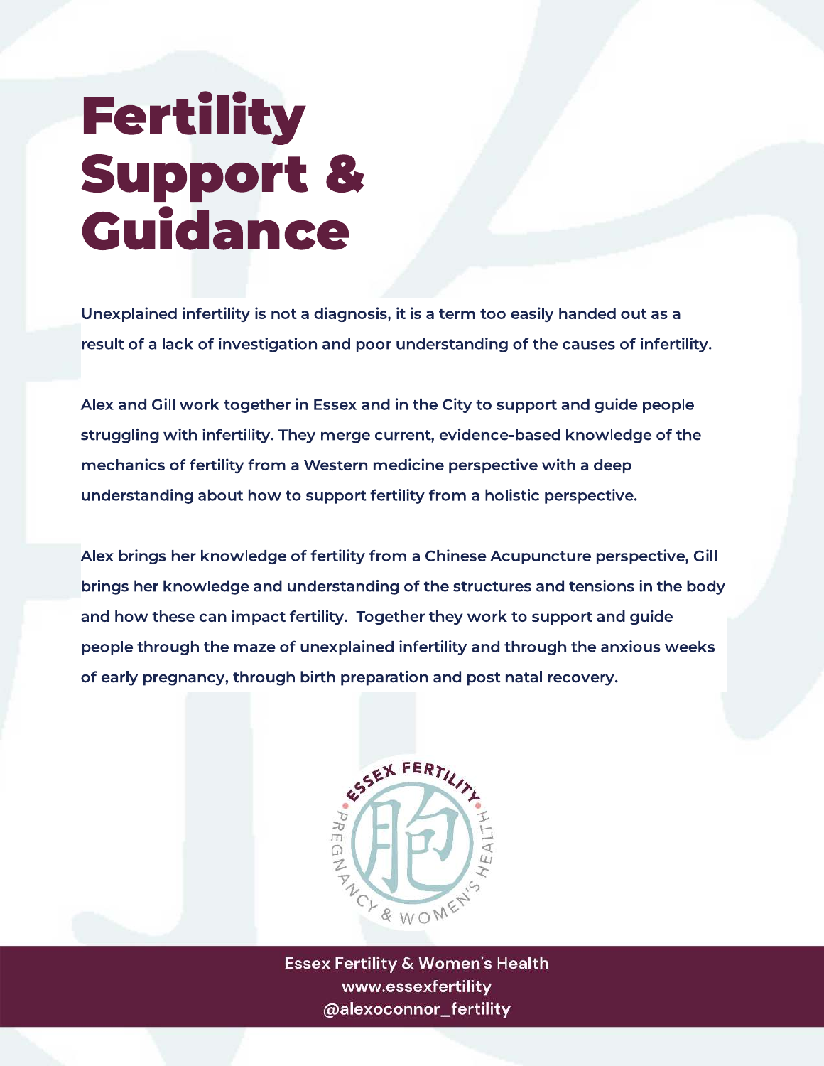# Fertility Support & Guidance

Unexplained infertility is not a diagnosis, it is a term too easily handed out as a result of a lack of investigation and poor understanding of the causes of infertility.

Alex and Gill work together in Essex and in the City to support and guide people struggling with infertility. They merge current, evidence-based knowledge of the mechanics of fertility from a Western medicine perspective with a deep understanding about how to support fertility from a holistic perspective.

Alex brings her knowledge of fertility from a Chinese Acupuncture perspective, Gill brings her knowledge and understanding of the structures and tensions in the body and how these can impact fertility. Together they work to support and guide people through the maze of unexplained infertility and through the anxious weeks of early pregnancy, through birth preparation and post natal recovery.

ESSEX FERTILITY
胞
PREGNANCY & WOMEN'S HEALTH

Essex Fertility & Women's Health
www.essexfertility
@alexoconnor_fertility